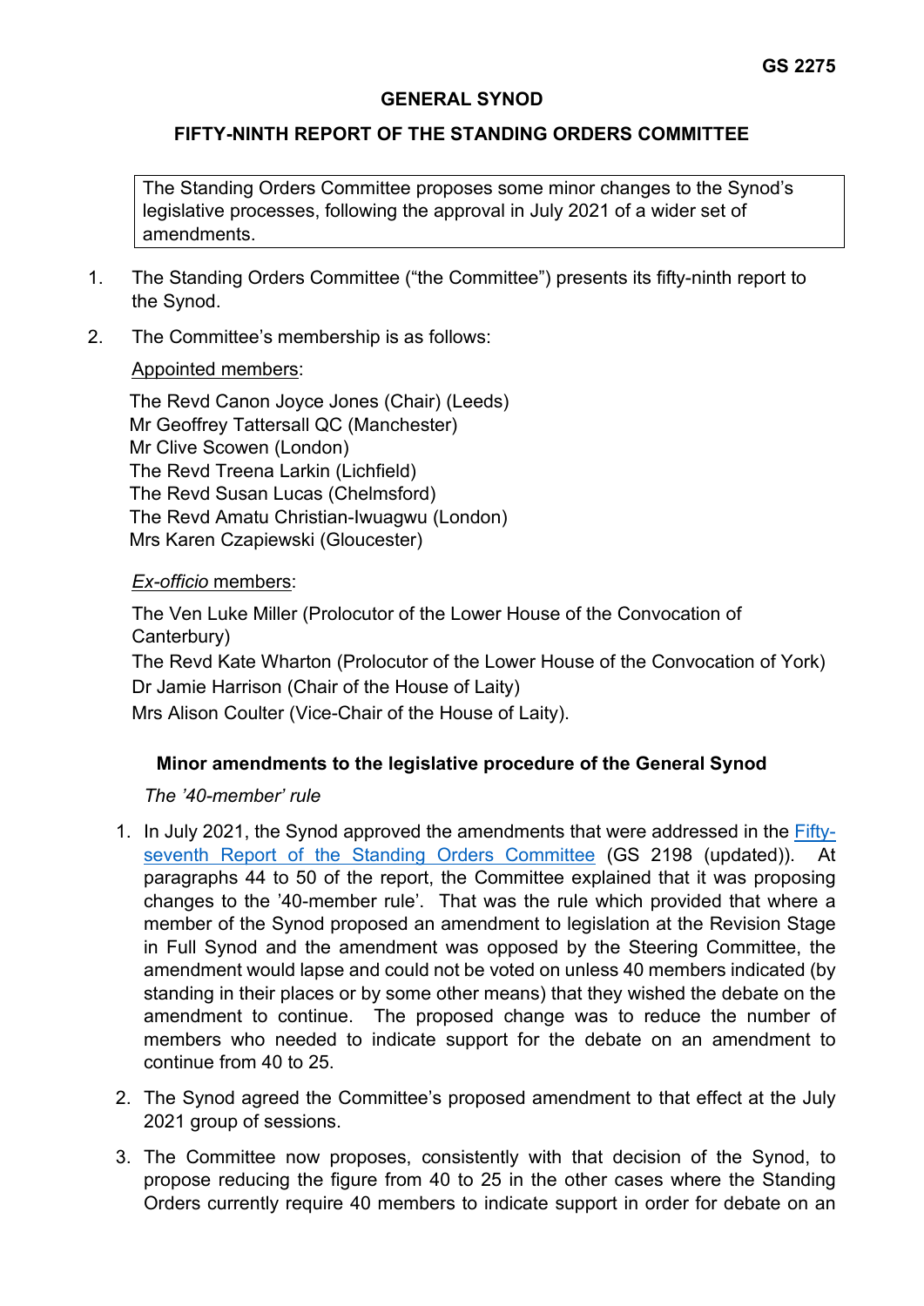**GS 2275**

# GENERAL SYNOD

## FIFTY-NINTH REPORT OF THE STANDING ORDERS COMMITTEE

> The Standing Orders Committee proposes some minor changes to the Synod's legislative processes, following the approval in July 2021 of a wider set of amendments.

1. The Standing Orders Committee ("the Committee") presents its fifty-ninth report to the Synod.

2. The Committee's membership is as follows:

   Appointed members:

   The Revd Canon Joyce Jones (Chair) (Leeds)
   Mr Geoffrey Tattersall QC (Manchester)
   Mr Clive Scowen (London)
   The Revd Treena Larkin (Lichfield)
   The Revd Susan Lucas (Chelmsford)
   The Revd Amatu Christian-Iwuagwu (London)
   Mrs Karen Czapiewski (Gloucester)

   *Ex-officio* members:

   The Ven Luke Miller (Prolocutor of the Lower House of the Convocation of Canterbury)
   The Revd Kate Wharton (Prolocutor of the Lower House of the Convocation of York)
   Dr Jamie Harrison (Chair of the House of Laity)
   Mrs Alison Coulter (Vice-Chair of the House of Laity).

### Minor amendments to the legislative procedure of the General Synod

*The '40-member' rule*

1. In July 2021, the Synod approved the amendments that were addressed in the Fifty-seventh Report of the Standing Orders Committee (GS 2198 (updated)). At paragraphs 44 to 50 of the report, the Committee explained that it was proposing changes to the '40-member rule'. That was the rule which provided that where a member of the Synod proposed an amendment to legislation at the Revision Stage in Full Synod and the amendment was opposed by the Steering Committee, the amendment would lapse and could not be voted on unless 40 members indicated (by standing in their places or by some other means) that they wished the debate on the amendment to continue. The proposed change was to reduce the number of members who needed to indicate support for the debate on an amendment to continue from 40 to 25.

2. The Synod agreed the Committee's proposed amendment to that effect at the July 2021 group of sessions.

3. The Committee now proposes, consistently with that decision of the Synod, to propose reducing the figure from 40 to 25 in the other cases where the Standing Orders currently require 40 members to indicate support in order for debate on an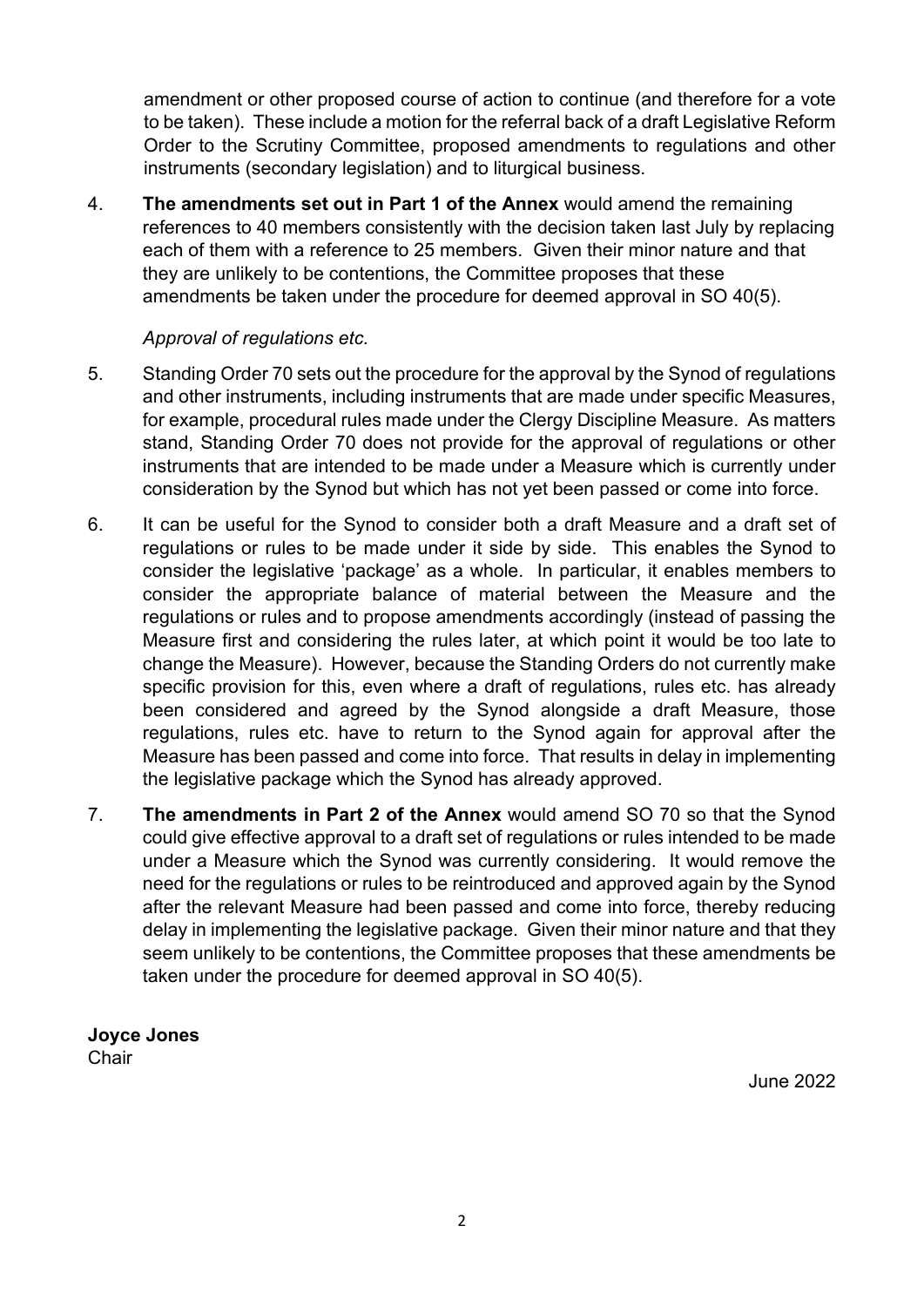amendment or other proposed course of action to continue (and therefore for a vote to be taken). These include a motion for the referral back of a draft Legislative Reform Order to the Scrutiny Committee, proposed amendments to regulations and other instruments (secondary legislation) and to liturgical business.

4. **The amendments set out in Part 1 of the Annex** would amend the remaining references to 40 members consistently with the decision taken last July by replacing each of them with a reference to 25 members. Given their minor nature and that they are unlikely to be contentions, the Committee proposes that these amendments be taken under the procedure for deemed approval in SO 40(5).

*Approval of regulations etc.*

5. Standing Order 70 sets out the procedure for the approval by the Synod of regulations and other instruments, including instruments that are made under specific Measures, for example, procedural rules made under the Clergy Discipline Measure. As matters stand, Standing Order 70 does not provide for the approval of regulations or other instruments that are intended to be made under a Measure which is currently under consideration by the Synod but which has not yet been passed or come into force.

6. It can be useful for the Synod to consider both a draft Measure and a draft set of regulations or rules to be made under it side by side. This enables the Synod to consider the legislative 'package' as a whole. In particular, it enables members to consider the appropriate balance of material between the Measure and the regulations or rules and to propose amendments accordingly (instead of passing the Measure first and considering the rules later, at which point it would be too late to change the Measure). However, because the Standing Orders do not currently make specific provision for this, even where a draft of regulations, rules etc. has already been considered and agreed by the Synod alongside a draft Measure, those regulations, rules etc. have to return to the Synod again for approval after the Measure has been passed and come into force. That results in delay in implementing the legislative package which the Synod has already approved.

7. **The amendments in Part 2 of the Annex** would amend SO 70 so that the Synod could give effective approval to a draft set of regulations or rules intended to be made under a Measure which the Synod was currently considering. It would remove the need for the regulations or rules to be reintroduced and approved again by the Synod after the relevant Measure had been passed and come into force, thereby reducing delay in implementing the legislative package. Given their minor nature and that they seem unlikely to be contentions, the Committee proposes that these amendments be taken under the procedure for deemed approval in SO 40(5).

**Joyce Jones**
Chair

June 2022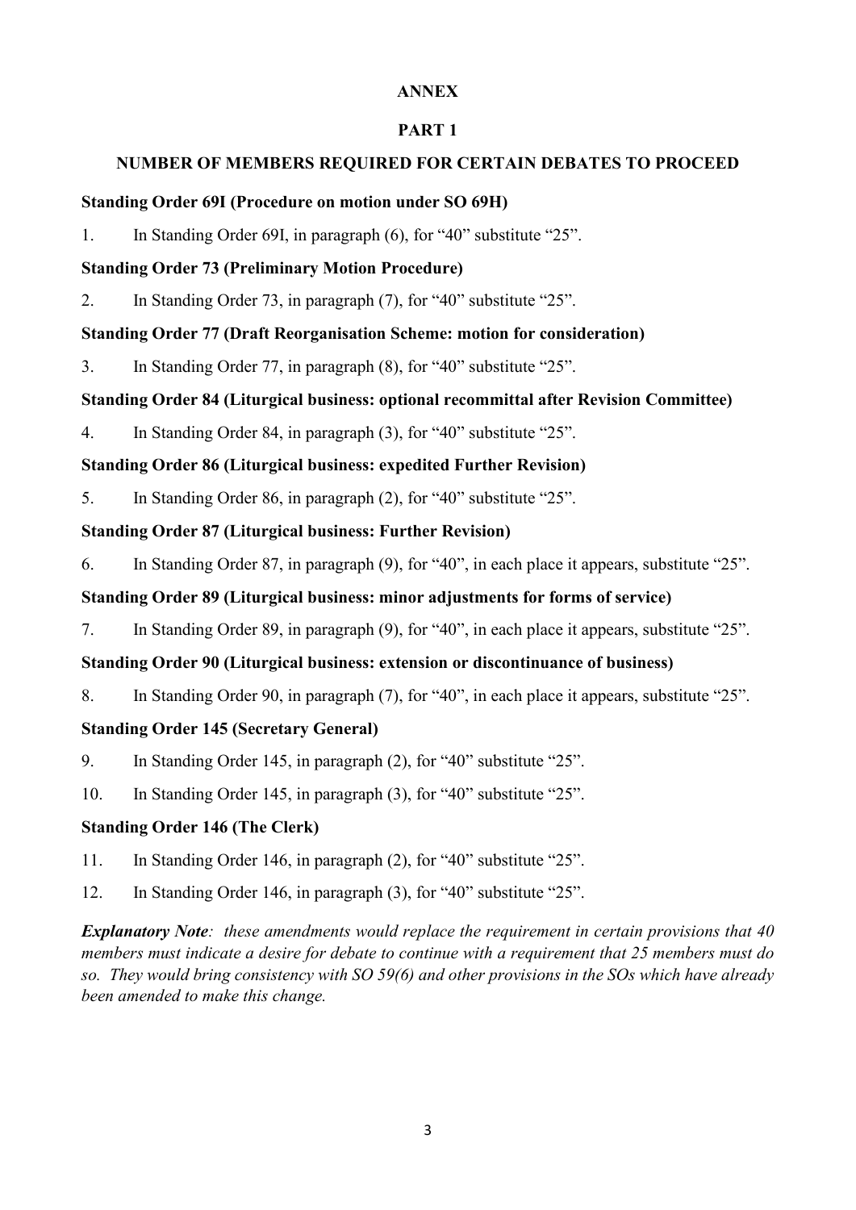# ANNEX

## PART 1

## NUMBER OF MEMBERS REQUIRED FOR CERTAIN DEBATES TO PROCEED

### Standing Order 69I (Procedure on motion under SO 69H)

1. In Standing Order 69I, in paragraph (6), for "40" substitute "25".

### Standing Order 73 (Preliminary Motion Procedure)

2. In Standing Order 73, in paragraph (7), for "40" substitute "25".

### Standing Order 77 (Draft Reorganisation Scheme: motion for consideration)

3. In Standing Order 77, in paragraph (8), for "40" substitute "25".

### Standing Order 84 (Liturgical business: optional recommittal after Revision Committee)

4. In Standing Order 84, in paragraph (3), for "40" substitute "25".

### Standing Order 86 (Liturgical business: expedited Further Revision)

5. In Standing Order 86, in paragraph (2), for "40" substitute "25".

### Standing Order 87 (Liturgical business: Further Revision)

6. In Standing Order 87, in paragraph (9), for "40", in each place it appears, substitute "25".

### Standing Order 89 (Liturgical business: minor adjustments for forms of service)

7. In Standing Order 89, in paragraph (9), for "40", in each place it appears, substitute "25".

### Standing Order 90 (Liturgical business: extension or discontinuance of business)

8. In Standing Order 90, in paragraph (7), for "40", in each place it appears, substitute "25".

### Standing Order 145 (Secretary General)

9. In Standing Order 145, in paragraph (2), for "40" substitute "25".

10. In Standing Order 145, in paragraph (3), for "40" substitute "25".

### Standing Order 146 (The Clerk)

11. In Standing Order 146, in paragraph (2), for "40" substitute "25".

12. In Standing Order 146, in paragraph (3), for "40" substitute "25".

***Explanatory Note****: these amendments would replace the requirement in certain provisions that 40 members must indicate a desire for debate to continue with a requirement that 25 members must do so. They would bring consistency with SO 59(6) and other provisions in the SOs which have already been amended to make this change.*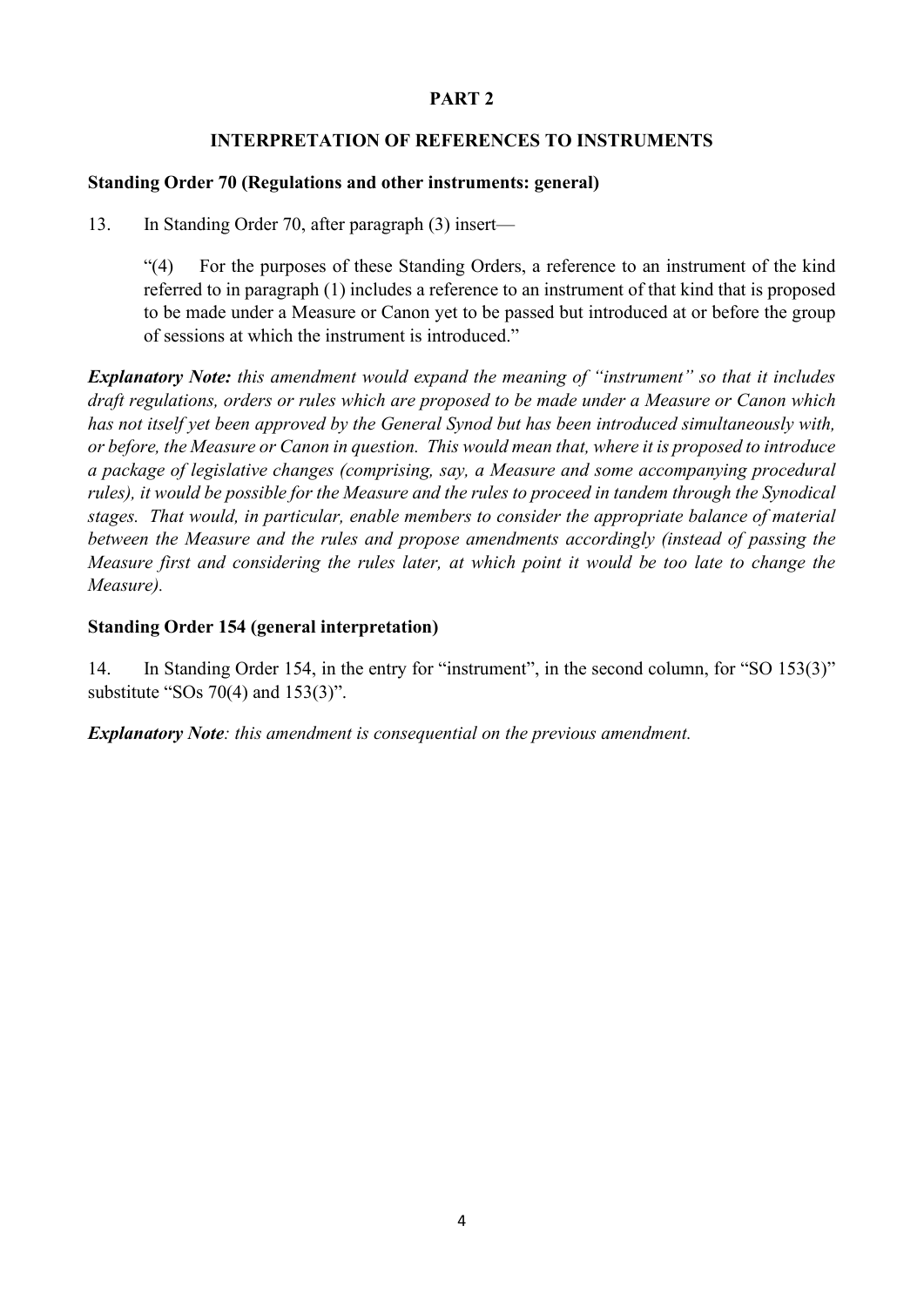**PART 2**

**INTERPRETATION OF REFERENCES TO INSTRUMENTS**

**Standing Order 70 (Regulations and other instruments: general)**

13. In Standing Order 70, after paragraph (3) insert—

> "(4) For the purposes of these Standing Orders, a reference to an instrument of the kind referred to in paragraph (1) includes a reference to an instrument of that kind that is proposed to be made under a Measure or Canon yet to be passed but introduced at or before the group of sessions at which the instrument is introduced."

***Explanatory Note:*** *this amendment would expand the meaning of "instrument" so that it includes draft regulations, orders or rules which are proposed to be made under a Measure or Canon which has not itself yet been approved by the General Synod but has been introduced simultaneously with, or before, the Measure or Canon in question. This would mean that, where it is proposed to introduce a package of legislative changes (comprising, say, a Measure and some accompanying procedural rules), it would be possible for the Measure and the rules to proceed in tandem through the Synodical stages. That would, in particular, enable members to consider the appropriate balance of material between the Measure and the rules and propose amendments accordingly (instead of passing the Measure first and considering the rules later, at which point it would be too late to change the Measure).*

**Standing Order 154 (general interpretation)**

14. In Standing Order 154, in the entry for "instrument", in the second column, for "SO 153(3)" substitute "SOs 70(4) and 153(3)".

***Explanatory Note****: this amendment is consequential on the previous amendment.*